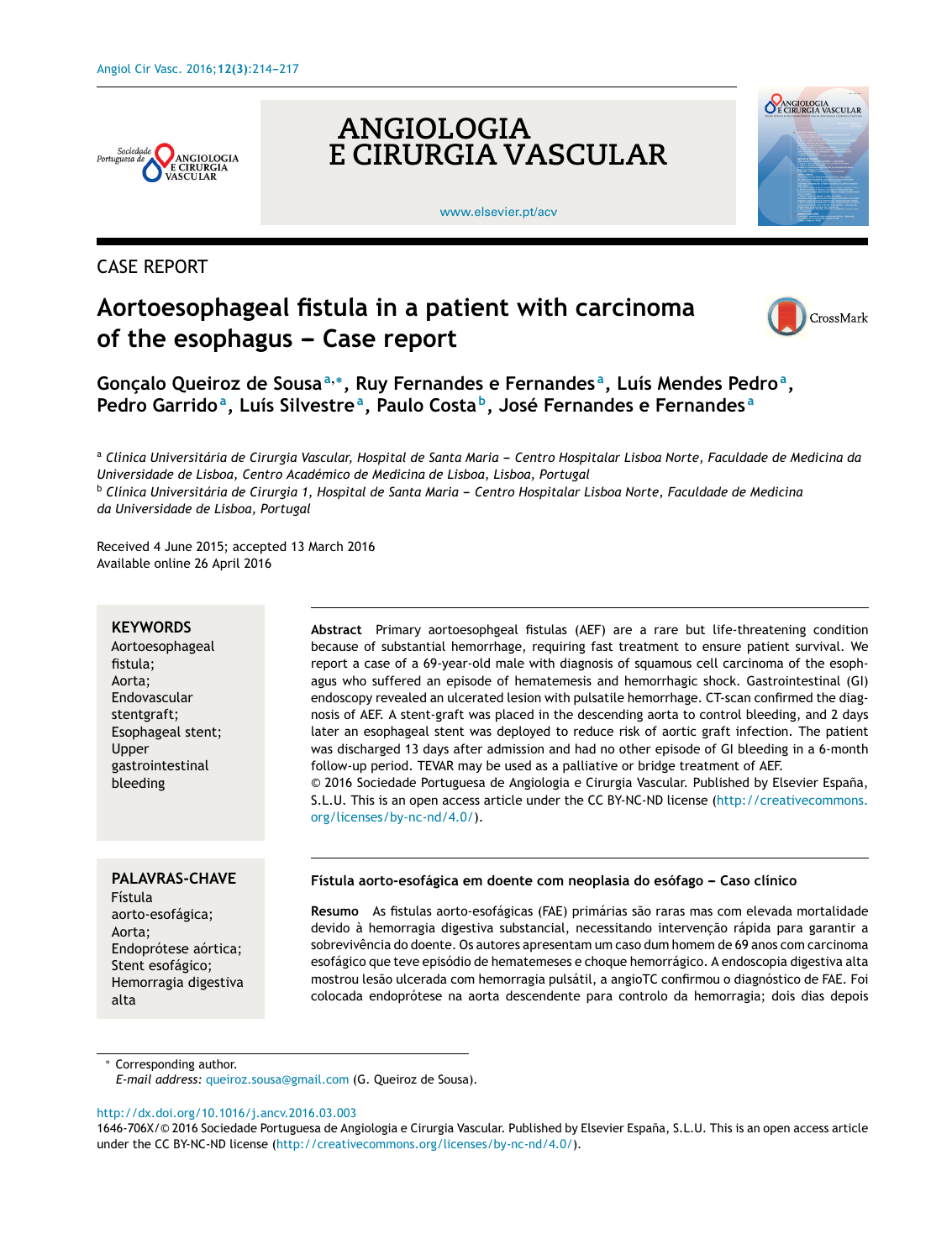CASE REPORT

# Aortoesophageal fistula in a patient with carcinoma of the esophagus – Case report

**Gonçalo Queiroz de Sousa** [a,*], **Ruy Fernandes e Fernandes** [a], **Luís Mendes Pedro** [a], **Pedro Garrido** [a], **Luís Silvestre** [a], **Paulo Costa** [b], **José Fernandes e Fernandes** [a]

[a] *Clínica Universitária de Cirurgia Vascular, Hospital de Santa Maria – Centro Hospitalar Lisboa Norte, Faculdade de Medicina da Universidade de Lisboa, Centro Académico de Medicina de Lisboa, Lisboa, Portugal*
[b] *Clínica Universitária de Cirurgia 1, Hospital de Santa Maria – Centro Hospitalar Lisboa Norte, Faculdade de Medicina da Universidade de Lisboa, Portugal*

Received 4 June 2015; accepted 13 March 2016
Available online 26 April 2016

**KEYWORDS**
Aortoesophageal fistula;
Aorta;
Endovascular stentgraft;
Esophageal stent;
Upper gastrointestinal bleeding

**Abstract** Primary aortoesophgeal fistulas (AEF) are a rare but life-threatening condition because of substantial hemorrhage, requiring fast treatment to ensure patient survival. We report a case of a 69-year-old male with diagnosis of squamous cell carcinoma of the esophagus who suffered an episode of hematemesis and hemorrhagic shock. Gastrointestinal (GI) endoscopy revealed an ulcerated lesion with pulsatile hemorrhage. CT-scan confirmed the diagnosis of AEF. A stent-graft was placed in the descending aorta to control bleeding, and 2 days later an esophageal stent was deployed to reduce risk of aortic graft infection. The patient was discharged 13 days after admission and had no other episode of GI bleeding in a 6-month follow-up period. TEVAR may be used as a palliative or bridge treatment of AEF.
© 2016 Sociedade Portuguesa de Angiologia e Cirurgia Vascular. Published by Elsevier España, S.L.U. This is an open access article under the CC BY-NC-ND license (http://creativecommons.org/licenses/by-nc-nd/4.0/).

**PALAVRAS-CHAVE**
Fístula aorto-esofágica;
Aorta;
Endoprótese aórtica;
Stent esofágico;
Hemorragia digestiva alta

**Fístula aorto-esofágica em doente com neoplasia do esófago – Caso clínico**

**Resumo** As fistulas aorto-esofágicas (FAE) primárias são raras mas com elevada mortalidade devido à hemorragia digestiva substancial, necessitando intervenção rápida para garantir a sobrevivência do doente. Os autores apresentam um caso dum homem de 69 anos com carcinoma esofágico que teve episódio de hematemeses e choque hemorrágico. A endoscopia digestiva alta mostrou lesão ulcerada com hemorragia pulsátil, a angioTC confirmou o diagnóstico de FAE. Foi colocada endoprótese na aorta descendente para controlo da hemorragia; dois dias depois

\* Corresponding author.
*E-mail address:* queiroz.sousa@gmail.com (G. Queiroz de Sousa).

http://dx.doi.org/10.1016/j.ancv.2016.03.003
1646-706X/© 2016 Sociedade Portuguesa de Angiologia e Cirurgia Vascular. Published by Elsevier España, S.L.U. This is an open access article under the CC BY-NC-ND license (http://creativecommons.org/licenses/by-nc-nd/4.0/).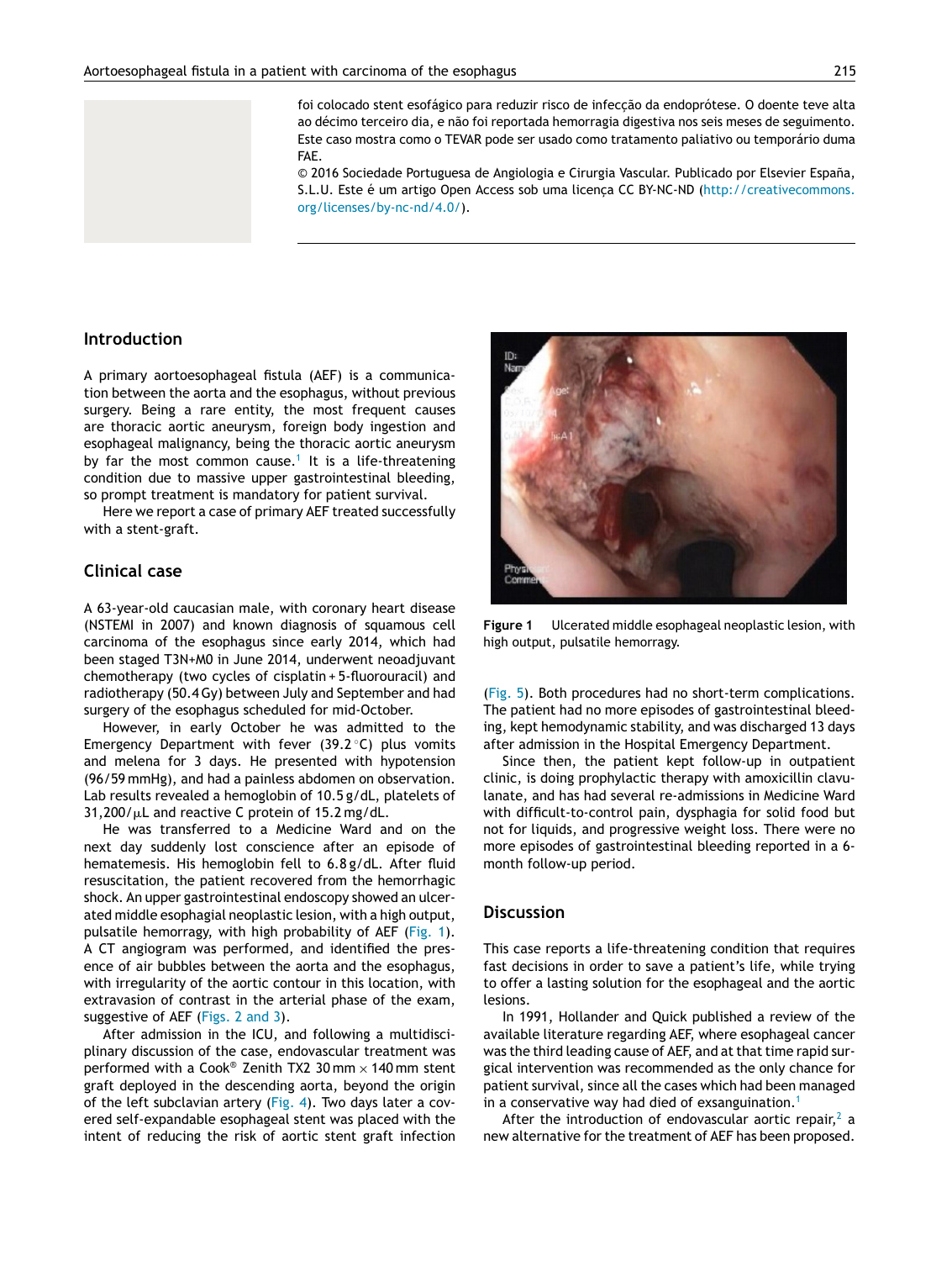foi colocado stent esofágico para reduzir risco de infecção da endoprótese. O doente teve alta ao décimo terceiro dia, e não foi reportada hemorragia digestiva nos seis meses de seguimento. Este caso mostra como o TEVAR pode ser usado como tratamento paliativo ou temporário duma FAE.

© 2016 Sociedade Portuguesa de Angiologia e Cirurgia Vascular. Publicado por Elsevier España, S.L.U. Este é um artigo Open Access sob uma licença CC BY-NC-ND (http://creativecommons.org/licenses/by-nc-nd/4.0/).

## Introduction

A primary aortoesophageal fistula (AEF) is a communication between the aorta and the esophagus, without previous surgery. Being a rare entity, the most frequent causes are thoracic aortic aneurysm, foreign body ingestion and esophageal malignancy, being the thoracic aortic aneurysm by far the most common cause.[1] It is a life-threatening condition due to massive upper gastrointestinal bleeding, so prompt treatment is mandatory for patient survival.

Here we report a case of primary AEF treated successfully with a stent-graft.

## Clinical case

A 63-year-old caucasian male, with coronary heart disease (NSTEMI in 2007) and known diagnosis of squamous cell carcinoma of the esophagus since early 2014, which had been staged T3N+M0 in June 2014, underwent neoadjuvant chemotherapy (two cycles of cisplatin + 5-fluorouracil) and radiotherapy (50.4 Gy) between July and September and had surgery of the esophagus scheduled for mid-October.

However, in early October he was admitted to the Emergency Department with fever (39.2 °C) plus vomits and melena for 3 days. He presented with hypotension (96/59 mmHg), and had a painless abdomen on observation. Lab results revealed a hemoglobin of 10.5 g/dL, platelets of 31,200/μL and reactive C protein of 15.2 mg/dL.

He was transferred to a Medicine Ward and on the next day suddenly lost conscience after an episode of hematemesis. His hemoglobin fell to 6.8 g/dL. After fluid resuscitation, the patient recovered from the hemorrhagic shock. An upper gastrointestinal endoscopy showed an ulcerated middle esophagial neoplastic lesion, with a high output, pulsatile hemorrage, with high probability of AEF (Fig. 1). A CT angiogram was performed, and identified the presence of air bubbles between the aorta and the esophagus, with irregularity of the aortic contour in this location, with extravasion of contrast in the arterial phase of the exam, suggestive of AEF (Figs. 2 and 3).

After admission in the ICU, and following a multidisciplinary discussion of the case, endovascular treatment was performed with a Cook® Zenith TX2 30 mm × 140 mm stent graft deployed in the descending aorta, beyond the origin of the left subclavian artery (Fig. 4). Two days later a covered self-expandable esophageal stent was placed with the intent of reducing the risk of aortic stent graft infection (Fig. 5). Both procedures had no short-term complications. The patient had no more episodes of gastrointestinal bleeding, kept hemodynamic stability, and was discharged 13 days after admission in the Hospital Emergency Department.

Figure 1 Ulcerated middle esophageal neoplastic lesion, with high output, pulsatile hemorrage.

Since then, the patient kept follow-up in outpatient clinic, is doing prophylactic therapy with amoxicillin clavulanate, and has had several re-admissions in Medicine Ward with difficult-to-control pain, dysphagia for solid food but not for liquids, and progressive weight loss. There were no more episodes of gastrointestinal bleeding reported in a 6-month follow-up period.

## Discussion

This case reports a life-threatening condition that requires fast decisions in order to save a patient's life, while trying to offer a lasting solution for the esophageal and the aortic lesions.

In 1991, Hollander and Quick published a review of the available literature regarding AEF, where esophageal cancer was the third leading cause of AEF, and at that time rapid surgical intervention was recommended as the only chance for patient survival, since all the cases which had been managed in a conservative way had died of exsanguination.[1]

After the introduction of endovascular aortic repair,[2] a new alternative for the treatment of AEF has been proposed.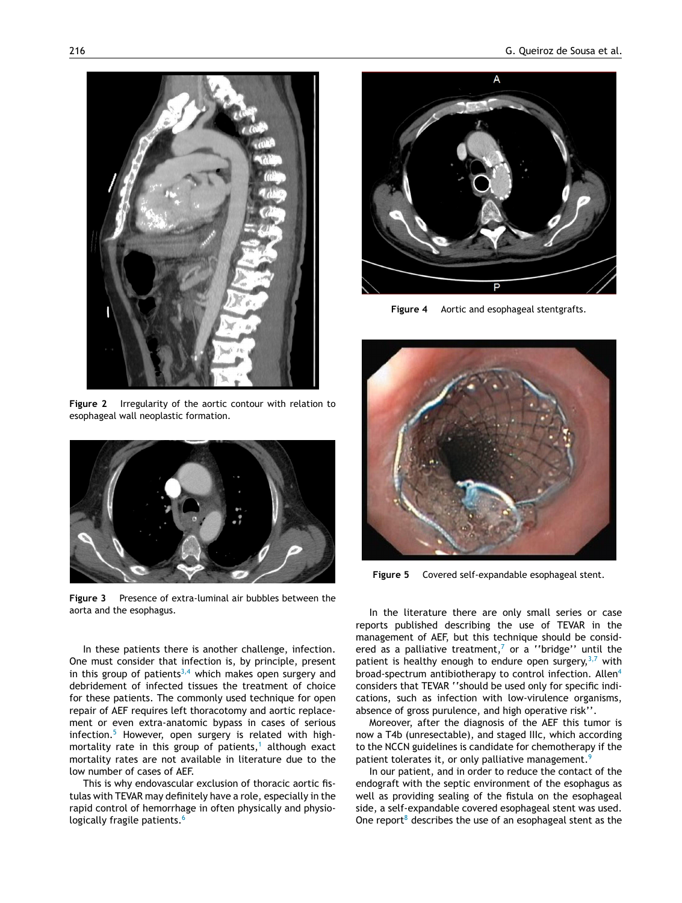Figure 2 Irregularity of the aortic contour with relation to esophageal wall neoplastic formation.

Figure 3 Presence of extra-luminal air bubbles between the aorta and the esophagus.

In these patients there is another challenge, infection. One must consider that infection is, by principle, present in this group of patients[3,4] which makes open surgery and debridement of infected tissues the treatment of choice for these patients. The commonly used technique for open repair of AEF requires left thoracotomy and aortic replacement or even extra-anatomic bypass in cases of serious infection.[5] However, open surgery is related with high-mortality rate in this group of patients,[1] although exact mortality rates are not available in literature due to the low number of cases of AEF.

This is why endovascular exclusion of thoracic aortic fistulas with TEVAR may definitely have a role, especially in the rapid control of hemorrhage in often physically and physiologically fragile patients.[6]

Figure 4 Aortic and esophageal stentgrafts.

Figure 5 Covered self-expandable esophageal stent.

In the literature there are only small series or case reports published describing the use of TEVAR in the management of AEF, but this technique should be considered as a palliative treatment,[7] or a ''bridge'' until the patient is healthy enough to endure open surgery,[3,7] with broad-spectrum antibiotherapy to control infection. Allen[4] considers that TEVAR ''should be used only for specific indications, such as infection with low-virulence organisms, absence of gross purulence, and high operative risk''.

Moreover, after the diagnosis of the AEF this tumor is now a T4b (unresectable), and staged IIIc, which according to the NCCN guidelines is candidate for chemotherapy if the patient tolerates it, or only palliative management.[9]

In our patient, and in order to reduce the contact of the endograft with the septic environment of the esophagus as well as providing sealing of the fistula on the esophageal side, a self-expandable covered esophageal stent was used. One report[8] describes the use of an esophageal stent as the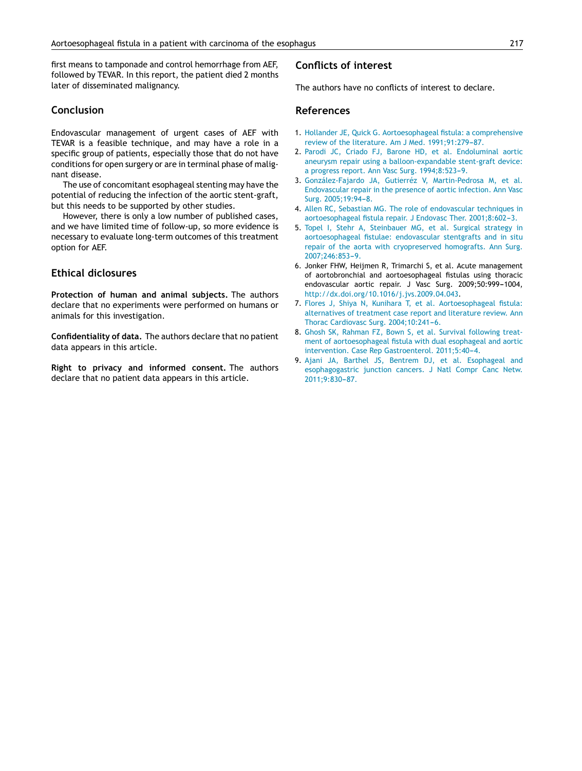first means to tamponade and control hemorrhage from AEF, followed by TEVAR. In this report, the patient died 2 months later of disseminated malignancy.

## Conclusion

Endovascular management of urgent cases of AEF with TEVAR is a feasible technique, and may have a role in a specific group of patients, especially those that do not have conditions for open surgery or are in terminal phase of malignant disease.

The use of concomitant esophageal stenting may have the potential of reducing the infection of the aortic stent-graft, but this needs to be supported by other studies.

However, there is only a low number of published cases, and we have limited time of follow-up, so more evidence is necessary to evaluate long-term outcomes of this treatment option for AEF.

## Ethical diclosures

**Protection of human and animal subjects.** The authors declare that no experiments were performed on humans or animals for this investigation.

**Confidentiality of data.** The authors declare that no patient data appears in this article.

**Right to privacy and informed consent.** The authors declare that no patient data appears in this article.

## Conflicts of interest

The authors have no conflicts of interest to declare.

## References

1. Hollander JE, Quick G. Aortoesophageal fistula: a comprehensive review of the literature. Am J Med. 1991;91:279–87.
2. Parodi JC, Criado FJ, Barone HD, et al. Endoluminal aortic aneurysm repair using a balloon-expandable stent-graft device: a progress report. Ann Vasc Surg. 1994;8:523–9.
3. González-Fajardo JA, Gutierréz V, Martin-Pedrosa M, et al. Endovascular repair in the presence of aortic infection. Ann Vasc Surg. 2005;19:94–8.
4. Allen RC, Sebastian MG. The role of endovascular techniques in aortoesophageal fistula repair. J Endovasc Ther. 2001;8:602–3.
5. Topel I, Stehr A, Steinbauer MG, et al. Surgical strategy in aortoesophageal fistulae: endovascular stentgrafts and in situ repair of the aorta with cryopreserved homografts. Ann Surg. 2007;246:853–9.
6. Jonker FHW, Heijmen R, Trimarchi S, et al. Acute management of aortobronchial and aortoesophageal fistulas using thoracic endovascular aortic repair. J Vasc Surg. 2009;50:999–1004, http://dx.doi.org/10.1016/j.jvs.2009.04.043.
7. Flores J, Shiya N, Kunihara T, et al. Aortoesophageal fistula: alternatives of treatment case report and literature review. Ann Thorac Cardiovasc Surg. 2004;10:241–6.
8. Ghosh SK, Rahman FZ, Bown S, et al. Survival following treatment of aortoesophageal fistula with dual esophageal and aortic intervention. Case Rep Gastroenterol. 2011;5:40–4.
9. Ajani JA, Barthel JS, Bentrem DJ, et al. Esophageal and esophagogastric junction cancers. J Natl Compr Canc Netw. 2011;9:830–87.